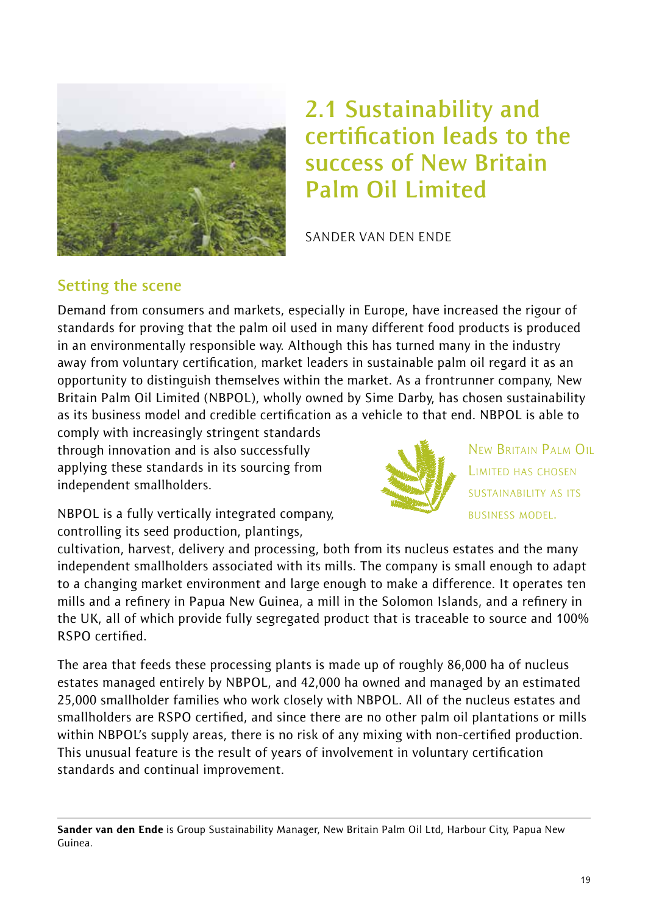# 2.1 Sustainability and certification leads to the success of New Britain Palm Oil Limited

SANDER VAN DEN ENDE

## Setting the scene

Demand from consumers and markets, especially in Europe, have increased the rigour of standards for proving that the palm oil used in many different food products is produced in an environmentally responsible way. Although this has turned many in the industry away from voluntary certification, market leaders in sustainable palm oil regard it as an opportunity to distinguish themselves within the market. As a frontrunner company, New Britain Palm Oil Limited (NBPOL), wholly owned by Sime Darby, has chosen sustainability as its business model and credible certification as a vehicle to that end. NBPOL is able to comply with increasingly stringent standards through innovation and is also successfully applying these standards in its sourcing from independent smallholders.

> NEW BRITAIN PALM OIL LIMITED HAS CHOSEN SUSTAINABILITY AS ITS BUSINESS MODEL.

NBPOL is a fully vertically integrated company, controlling its seed production, plantings, cultivation, harvest, delivery and processing, both from its nucleus estates and the many independent smallholders associated with its mills. The company is small enough to adapt to a changing market environment and large enough to make a difference. It operates ten mills and a refinery in Papua New Guinea, a mill in the Solomon Islands, and a refinery in the UK, all of which provide fully segregated product that is traceable to source and 100% RSPO certified.

The area that feeds these processing plants is made up of roughly 86,000 ha of nucleus estates managed entirely by NBPOL, and 42,000 ha owned and managed by an estimated 25,000 smallholder families who work closely with NBPOL. All of the nucleus estates and smallholders are RSPO certified, and since there are no other palm oil plantations or mills within NBPOL's supply areas, there is no risk of any mixing with non-certified production. This unusual feature is the result of years of involvement in voluntary certification standards and continual improvement.

---

**Sander van den Ende** is Group Sustainability Manager, New Britain Palm Oil Ltd, Harbour City, Papua New Guinea.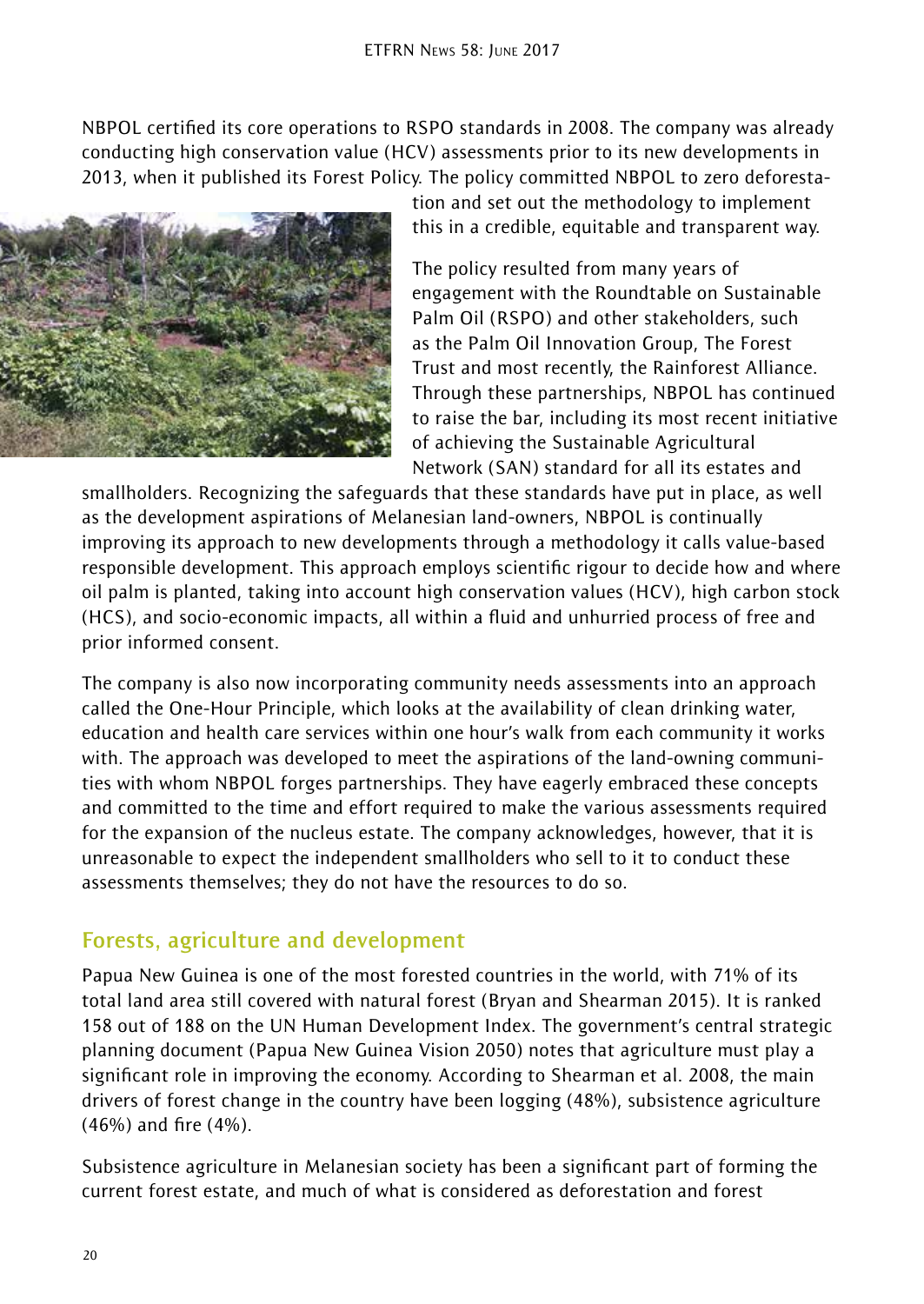NBPOL certified its core operations to RSPO standards in 2008. The company was already conducting high conservation value (HCV) assessments prior to its new developments in 2013, when it published its Forest Policy. The policy committed NBPOL to zero deforestation and set out the methodology to implement this in a credible, equitable and transparent way.

The policy resulted from many years of engagement with the Roundtable on Sustainable Palm Oil (RSPO) and other stakeholders, such as the Palm Oil Innovation Group, The Forest Trust and most recently, the Rainforest Alliance. Through these partnerships, NBPOL has continued to raise the bar, including its most recent initiative of achieving the Sustainable Agricultural Network (SAN) standard for all its estates and smallholders. Recognizing the safeguards that these standards have put in place, as well as the development aspirations of Melanesian land-owners, NBPOL is continually improving its approach to new developments through a methodology it calls value-based responsible development. This approach employs scientific rigour to decide how and where oil palm is planted, taking into account high conservation values (HCV), high carbon stock (HCS), and socio-economic impacts, all within a fluid and unhurried process of free and prior informed consent.

The company is also now incorporating community needs assessments into an approach called the One-Hour Principle, which looks at the availability of clean drinking water, education and health care services within one hour's walk from each community it works with. The approach was developed to meet the aspirations of the land-owning communities with whom NBPOL forges partnerships. They have eagerly embraced these concepts and committed to the time and effort required to make the various assessments required for the expansion of the nucleus estate. The company acknowledges, however, that it is unreasonable to expect the independent smallholders who sell to it to conduct these assessments themselves; they do not have the resources to do so.

## Forests, agriculture and development

Papua New Guinea is one of the most forested countries in the world, with 71% of its total land area still covered with natural forest (Bryan and Shearman 2015). It is ranked 158 out of 188 on the UN Human Development Index. The government's central strategic planning document (Papua New Guinea Vision 2050) notes that agriculture must play a significant role in improving the economy. According to Shearman et al. 2008, the main drivers of forest change in the country have been logging (48%), subsistence agriculture (46%) and fire (4%).

Subsistence agriculture in Melanesian society has been a significant part of forming the current forest estate, and much of what is considered as deforestation and forest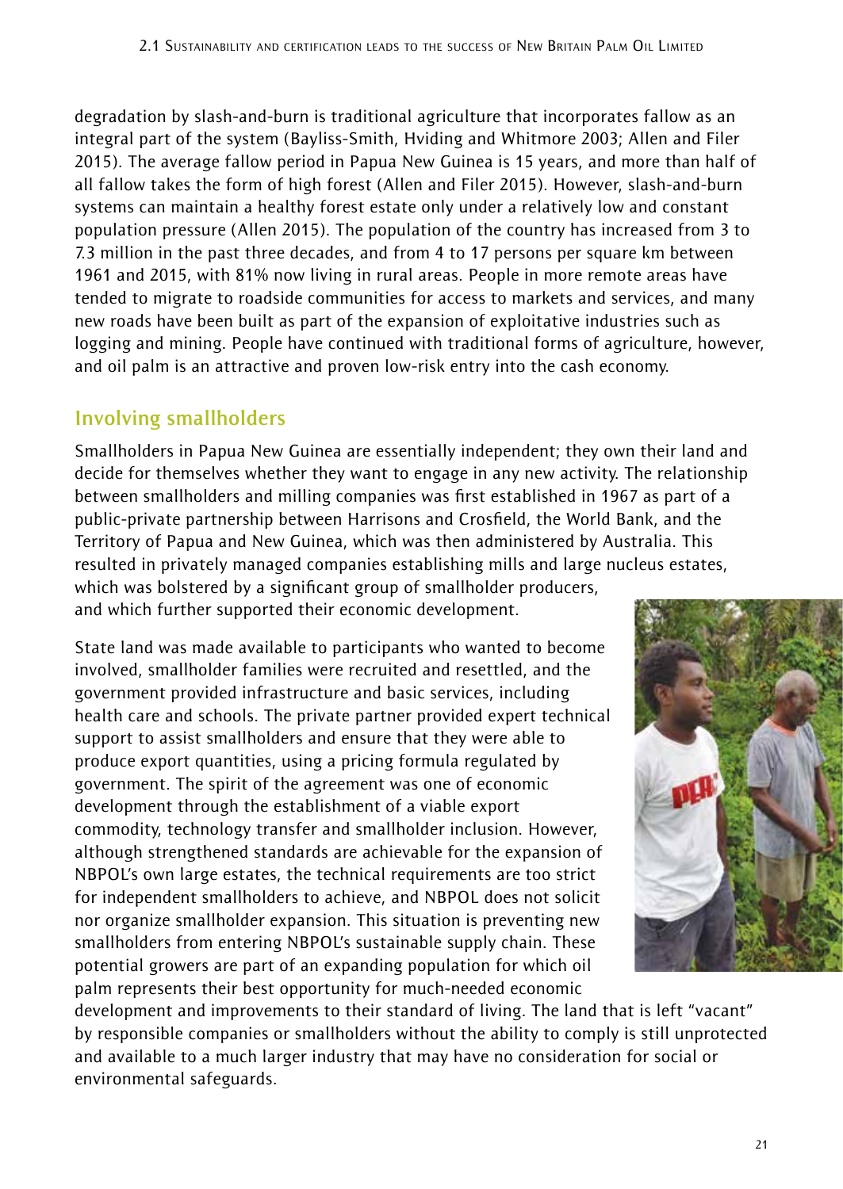degradation by slash-and-burn is traditional agriculture that incorporates fallow as an integral part of the system (Bayliss-Smith, Hviding and Whitmore 2003; Allen and Filer 2015). The average fallow period in Papua New Guinea is 15 years, and more than half of all fallow takes the form of high forest (Allen and Filer 2015). However, slash-and-burn systems can maintain a healthy forest estate only under a relatively low and constant population pressure (Allen 2015). The population of the country has increased from 3 to 7.3 million in the past three decades, and from 4 to 17 persons per square km between 1961 and 2015, with 81% now living in rural areas. People in more remote areas have tended to migrate to roadside communities for access to markets and services, and many new roads have been built as part of the expansion of exploitative industries such as logging and mining. People have continued with traditional forms of agriculture, however, and oil palm is an attractive and proven low-risk entry into the cash economy.

## Involving smallholders

Smallholders in Papua New Guinea are essentially independent; they own their land and decide for themselves whether they want to engage in any new activity. The relationship between smallholders and milling companies was first established in 1967 as part of a public-private partnership between Harrisons and Crosfield, the World Bank, and the Territory of Papua and New Guinea, which was then administered by Australia. This resulted in privately managed companies establishing mills and large nucleus estates, which was bolstered by a significant group of smallholder producers, and which further supported their economic development.

State land was made available to participants who wanted to become involved, smallholder families were recruited and resettled, and the government provided infrastructure and basic services, including health care and schools. The private partner provided expert technical support to assist smallholders and ensure that they were able to produce export quantities, using a pricing formula regulated by government. The spirit of the agreement was one of economic development through the establishment of a viable export commodity, technology transfer and smallholder inclusion. However, although strengthened standards are achievable for the expansion of NBPOL's own large estates, the technical requirements are too strict for independent smallholders to achieve, and NBPOL does not solicit nor organize smallholder expansion. This situation is preventing new smallholders from entering NBPOL's sustainable supply chain. These potential growers are part of an expanding population for which oil palm represents their best opportunity for much-needed economic development and improvements to their standard of living. The land that is left "vacant" by responsible companies or smallholders without the ability to comply is still unprotected and available to a much larger industry that may have no consideration for social or environmental safeguards.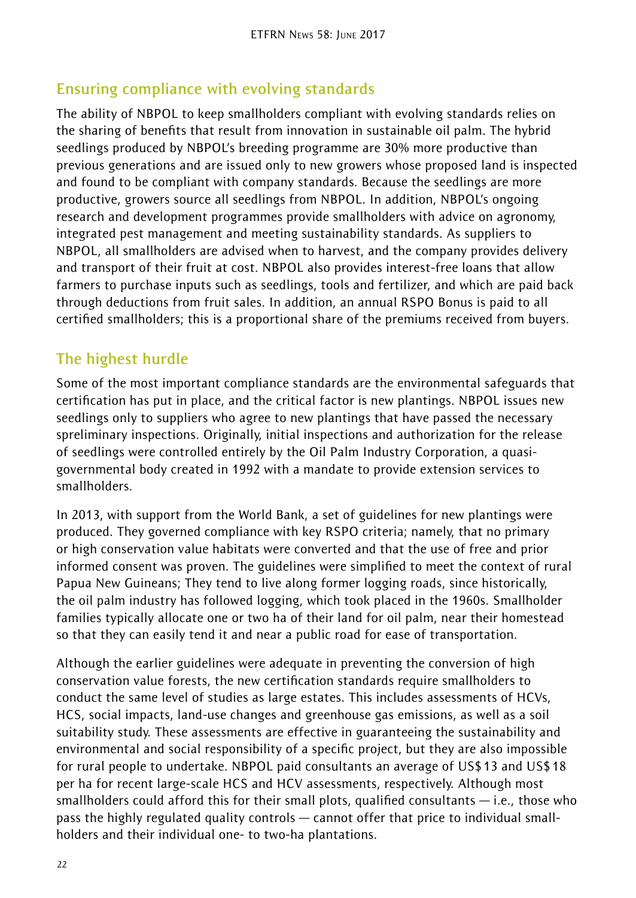## Ensuring compliance with evolving standards

The ability of NBPOL to keep smallholders compliant with evolving standards relies on the sharing of benefits that result from innovation in sustainable oil palm. The hybrid seedlings produced by NBPOL's breeding programme are 30% more productive than previous generations and are issued only to new growers whose proposed land is inspected and found to be compliant with company standards. Because the seedlings are more productive, growers source all seedlings from NBPOL. In addition, NBPOL's ongoing research and development programmes provide smallholders with advice on agronomy, integrated pest management and meeting sustainability standards. As suppliers to NBPOL, all smallholders are advised when to harvest, and the company provides delivery and transport of their fruit at cost. NBPOL also provides interest-free loans that allow farmers to purchase inputs such as seedlings, tools and fertilizer, and which are paid back through deductions from fruit sales. In addition, an annual RSPO Bonus is paid to all certified smallholders; this is a proportional share of the premiums received from buyers.

## The highest hurdle

Some of the most important compliance standards are the environmental safeguards that certification has put in place, and the critical factor is new plantings. NBPOL issues new seedlings only to suppliers who agree to new plantings that have passed the necessary spreliminary inspections. Originally, initial inspections and authorization for the release of seedlings were controlled entirely by the Oil Palm Industry Corporation, a quasi-governmental body created in 1992 with a mandate to provide extension services to smallholders.

In 2013, with support from the World Bank, a set of guidelines for new plantings were produced. They governed compliance with key RSPO criteria; namely, that no primary or high conservation value habitats were converted and that the use of free and prior informed consent was proven. The guidelines were simplified to meet the context of rural Papua New Guineans; They tend to live along former logging roads, since historically, the oil palm industry has followed logging, which took placed in the 1960s. Smallholder families typically allocate one or two ha of their land for oil palm, near their homestead so that they can easily tend it and near a public road for ease of transportation.

Although the earlier guidelines were adequate in preventing the conversion of high conservation value forests, the new certification standards require smallholders to conduct the same level of studies as large estates. This includes assessments of HCVs, HCS, social impacts, land-use changes and greenhouse gas emissions, as well as a soil suitability study. These assessments are effective in guaranteeing the sustainability and environmental and social responsibility of a specific project, but they are also impossible for rural people to undertake. NBPOL paid consultants an average of US$ 13 and US$ 18 per ha for recent large-scale HCS and HCV assessments, respectively. Although most smallholders could afford this for their small plots, qualified consultants — i.e., those who pass the highly regulated quality controls — cannot offer that price to individual smallholders and their individual one- to two-ha plantations.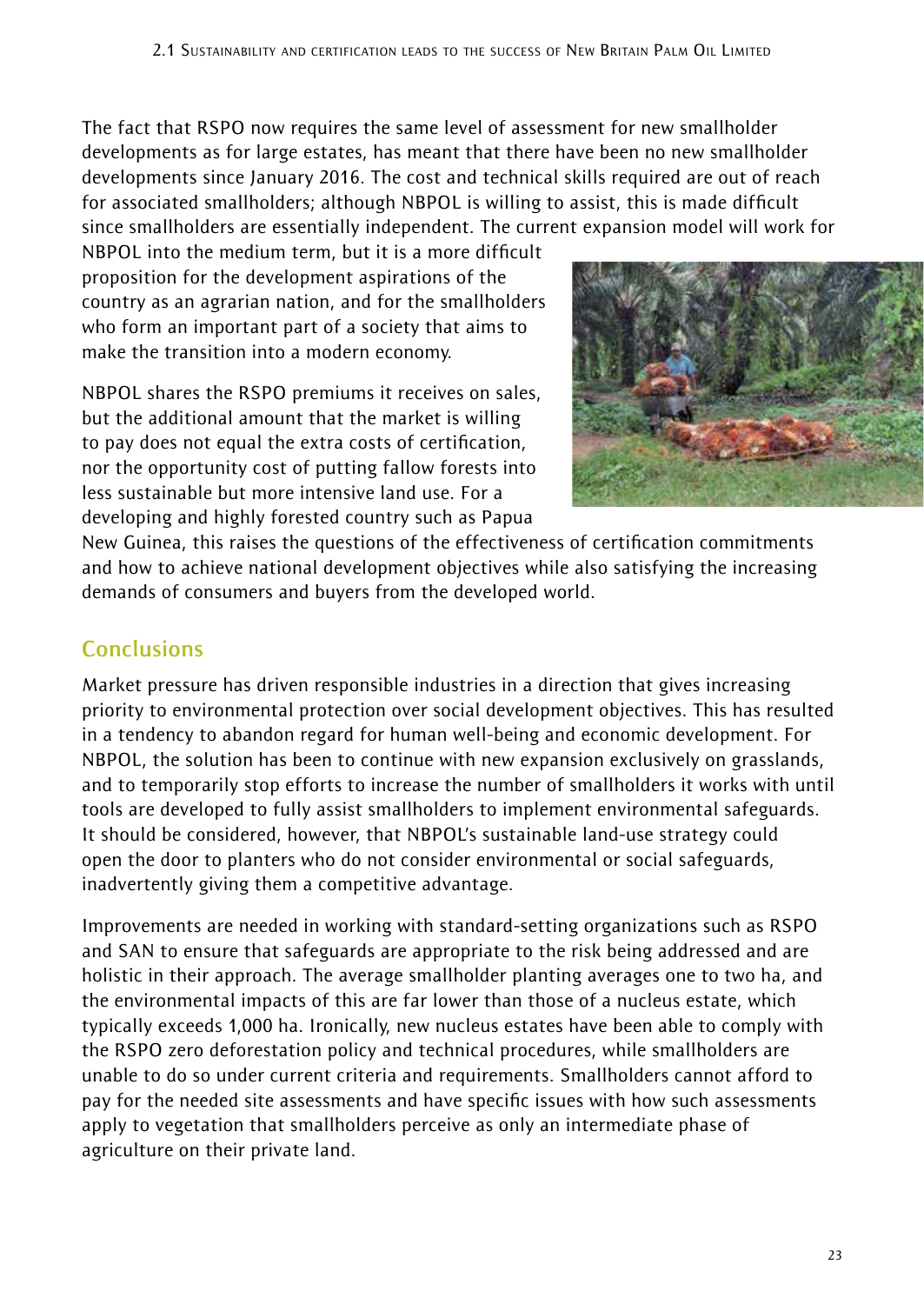The fact that RSPO now requires the same level of assessment for new smallholder developments as for large estates, has meant that there have been no new smallholder developments since January 2016. The cost and technical skills required are out of reach for associated smallholders; although NBPOL is willing to assist, this is made difficult since smallholders are essentially independent. The current expansion model will work for NBPOL into the medium term, but it is a more difficult proposition for the development aspirations of the country as an agrarian nation, and for the smallholders who form an important part of a society that aims to make the transition into a modern economy.

NBPOL shares the RSPO premiums it receives on sales, but the additional amount that the market is willing to pay does not equal the extra costs of certification, nor the opportunity cost of putting fallow forests into less sustainable but more intensive land use. For a developing and highly forested country such as Papua New Guinea, this raises the questions of the effectiveness of certification commitments and how to achieve national development objectives while also satisfying the increasing demands of consumers and buyers from the developed world.

## Conclusions

Market pressure has driven responsible industries in a direction that gives increasing priority to environmental protection over social development objectives. This has resulted in a tendency to abandon regard for human well-being and economic development. For NBPOL, the solution has been to continue with new expansion exclusively on grasslands, and to temporarily stop efforts to increase the number of smallholders it works with until tools are developed to fully assist smallholders to implement environmental safeguards. It should be considered, however, that NBPOL's sustainable land-use strategy could open the door to planters who do not consider environmental or social safeguards, inadvertently giving them a competitive advantage.

Improvements are needed in working with standard-setting organizations such as RSPO and SAN to ensure that safeguards are appropriate to the risk being addressed and are holistic in their approach. The average smallholder planting averages one to two ha, and the environmental impacts of this are far lower than those of a nucleus estate, which typically exceeds 1,000 ha. Ironically, new nucleus estates have been able to comply with the RSPO zero deforestation policy and technical procedures, while smallholders are unable to do so under current criteria and requirements. Smallholders cannot afford to pay for the needed site assessments and have specific issues with how such assessments apply to vegetation that smallholders perceive as only an intermediate phase of agriculture on their private land.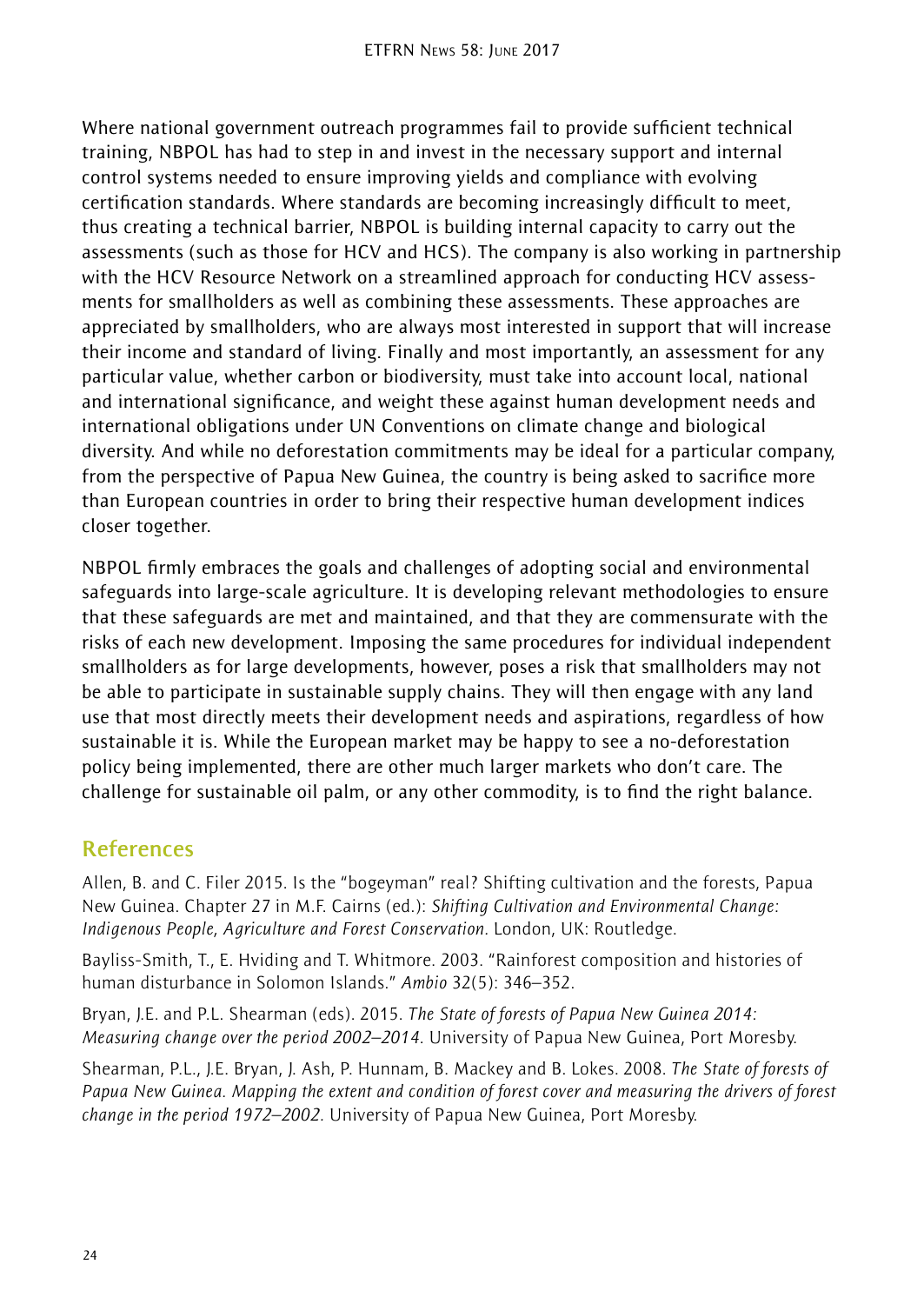Where national government outreach programmes fail to provide sufficient technical training, NBPOL has had to step in and invest in the necessary support and internal control systems needed to ensure improving yields and compliance with evolving certification standards. Where standards are becoming increasingly difficult to meet, thus creating a technical barrier, NBPOL is building internal capacity to carry out the assessments (such as those for HCV and HCS). The company is also working in partnership with the HCV Resource Network on a streamlined approach for conducting HCV assessments for smallholders as well as combining these assessments. These approaches are appreciated by smallholders, who are always most interested in support that will increase their income and standard of living. Finally and most importantly, an assessment for any particular value, whether carbon or biodiversity, must take into account local, national and international significance, and weight these against human development needs and international obligations under UN Conventions on climate change and biological diversity. And while no deforestation commitments may be ideal for a particular company, from the perspective of Papua New Guinea, the country is being asked to sacrifice more than European countries in order to bring their respective human development indices closer together.

NBPOL firmly embraces the goals and challenges of adopting social and environmental safeguards into large-scale agriculture. It is developing relevant methodologies to ensure that these safeguards are met and maintained, and that they are commensurate with the risks of each new development. Imposing the same procedures for individual independent smallholders as for large developments, however, poses a risk that smallholders may not be able to participate in sustainable supply chains. They will then engage with any land use that most directly meets their development needs and aspirations, regardless of how sustainable it is. While the European market may be happy to see a no-deforestation policy being implemented, there are other much larger markets who don't care. The challenge for sustainable oil palm, or any other commodity, is to find the right balance.

## References

Allen, B. and C. Filer 2015. Is the "bogeyman" real? Shifting cultivation and the forests, Papua New Guinea. Chapter 27 in M.F. Cairns (ed.): *Shifting Cultivation and Environmental Change: Indigenous People, Agriculture and Forest Conservation*. London, UK: Routledge.

Bayliss-Smith, T., E. Hviding and T. Whitmore. 2003. "Rainforest composition and histories of human disturbance in Solomon Islands." *Ambio* 32(5): 346–352.

Bryan, J.E. and P.L. Shearman (eds). 2015. *The State of forests of Papua New Guinea 2014: Measuring change over the period 2002–2014*. University of Papua New Guinea, Port Moresby.

Shearman, P.L., J.E. Bryan, J. Ash, P. Hunnam, B. Mackey and B. Lokes. 2008. *The State of forests of Papua New Guinea. Mapping the extent and condition of forest cover and measuring the drivers of forest change in the period 1972–2002*. University of Papua New Guinea, Port Moresby.